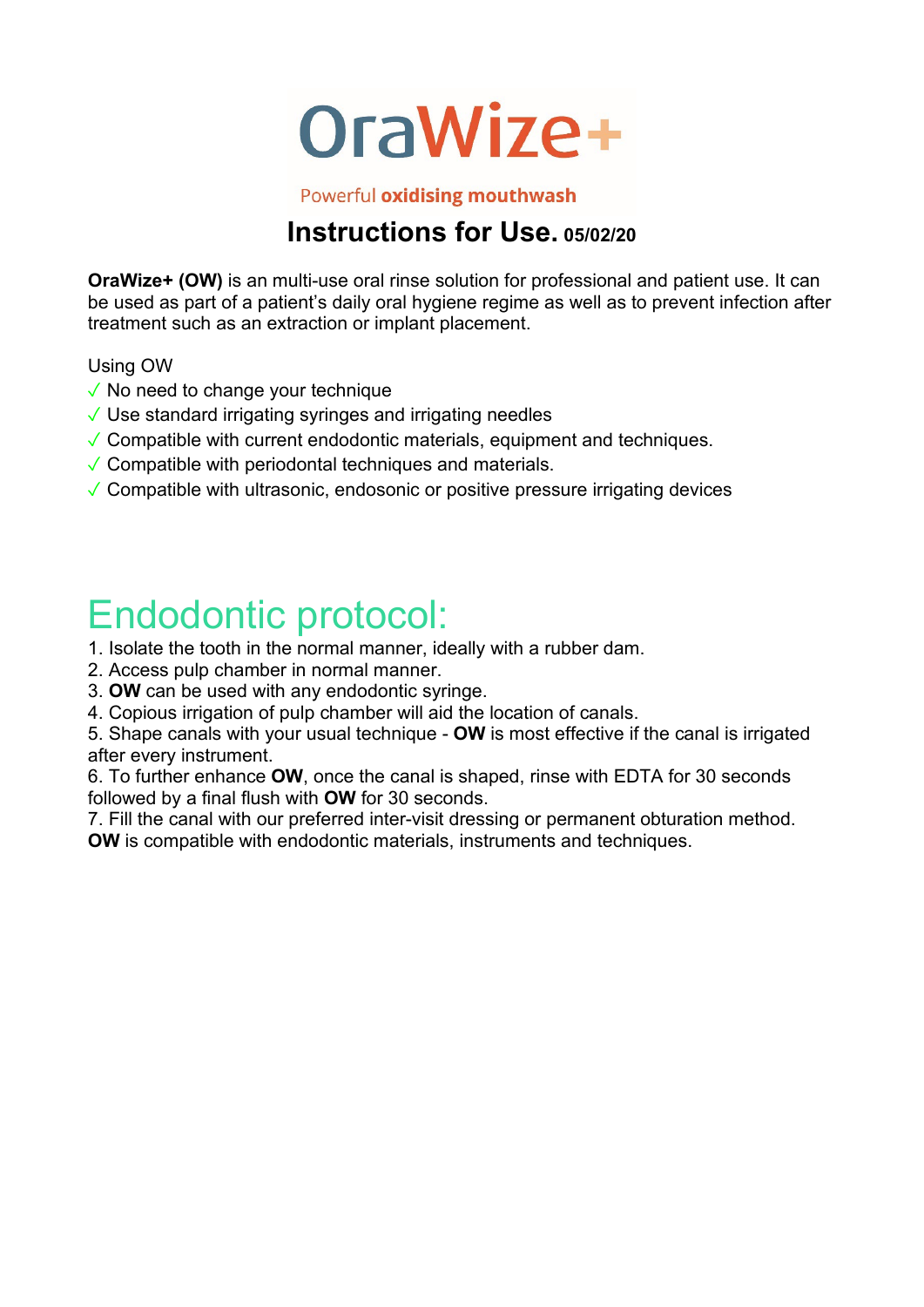# OraWize+

Powerful **oxidising mouthwash**

## Instructions for Use. 05/02/20

**OraWize+ (OW)** is an multi-use oral rinse solution for professional and patient use. It can be used as part of a patient's daily oral hygiene regime as well as to prevent infection after treatment such as an extraction or implant placement.

Using OW

- ✓ No need to change your technique
- ✓ Use standard irrigating syringes and irrigating needles
- ✓ Compatible with current endodontic materials, equipment and techniques.
- ✓ Compatible with periodontal techniques and materials.
- ✓ Compatible with ultrasonic, endosonic or positive pressure irrigating devices

# Endodontic protocol:

1. Isolate the tooth in the normal manner, ideally with a rubber dam.
2. Access pulp chamber in normal manner.
3. **OW** can be used with any endodontic syringe.
4. Copious irrigation of pulp chamber will aid the location of canals.
5. Shape canals with your usual technique - **OW** is most effective if the canal is irrigated after every instrument.
6. To further enhance **OW**, once the canal is shaped, rinse with EDTA for 30 seconds followed by a final flush with **OW** for 30 seconds.
7. Fill the canal with our preferred inter-visit dressing or permanent obturation method.

**OW** is compatible with endodontic materials, instruments and techniques.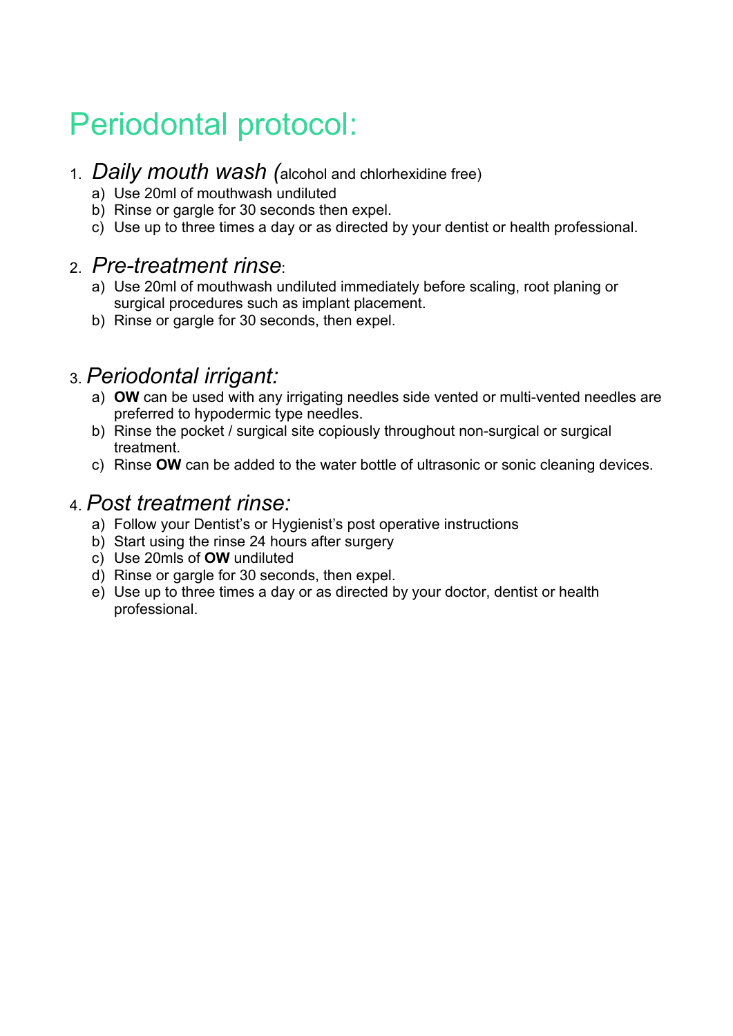# Periodontal protocol:

1. *Daily mouth wash (*alcohol and chlorhexidine free)
   a) Use 20ml of mouthwash undiluted
   b) Rinse or gargle for 30 seconds then expel.
   c) Use up to three times a day or as directed by your dentist or health professional.

2. *Pre-treatment rinse*:
   a) Use 20ml of mouthwash undiluted immediately before scaling, root planing or surgical procedures such as implant placement.
   b) Rinse or gargle for 30 seconds, then expel.

3. *Periodontal irrigant:*
   a) **OW** can be used with any irrigating needles side vented or multi-vented needles are preferred to hypodermic type needles.
   b) Rinse the pocket / surgical site copiously throughout non-surgical or surgical treatment.
   c) Rinse **OW** can be added to the water bottle of ultrasonic or sonic cleaning devices.

4. *Post treatment rinse:*
   a) Follow your Dentist's or Hygienist's post operative instructions
   b) Start using the rinse 24 hours after surgery
   c) Use 20mls of **OW** undiluted
   d) Rinse or gargle for 30 seconds, then expel.
   e) Use up to three times a day or as directed by your doctor, dentist or health professional.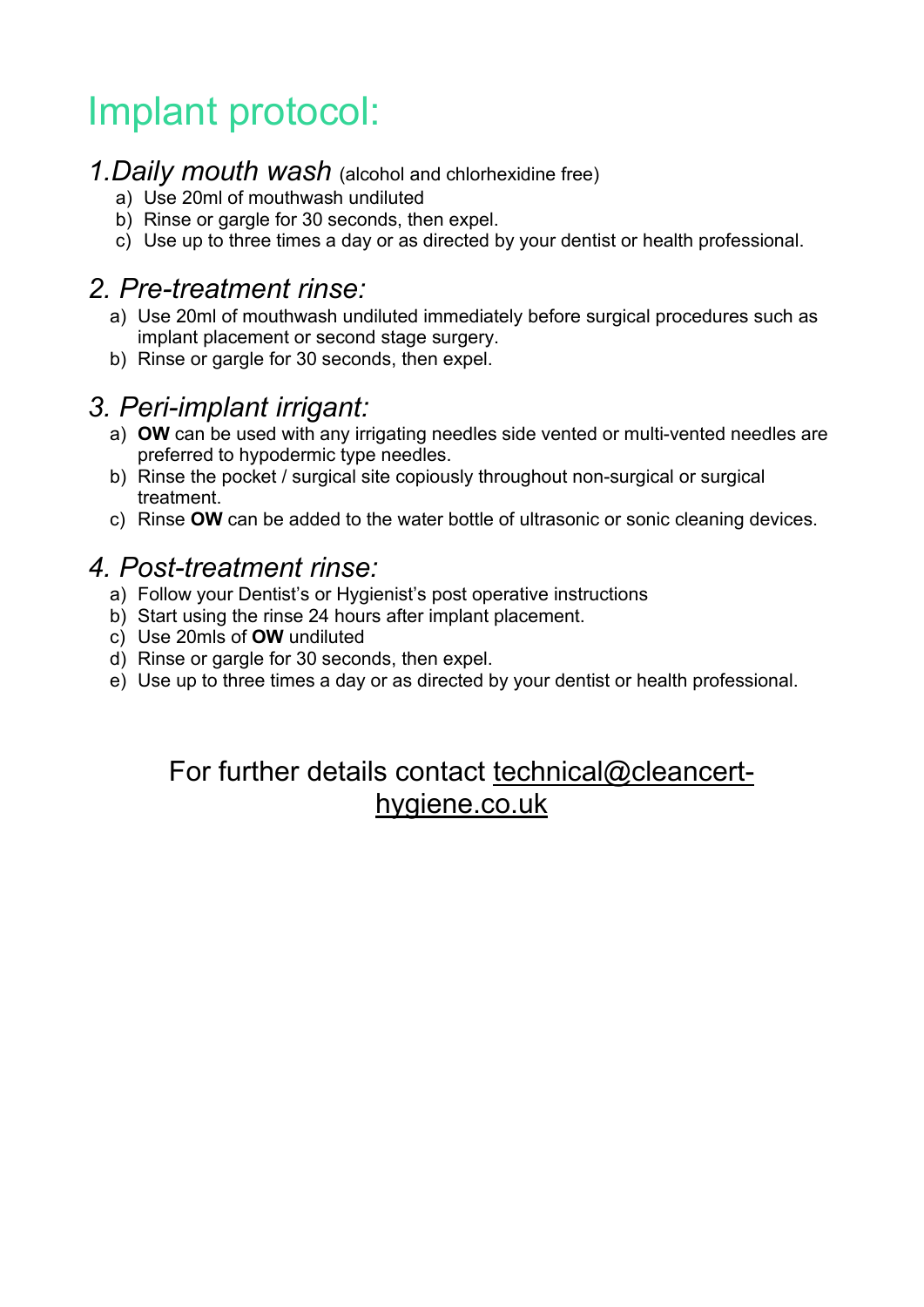# Implant protocol:

## *1.Daily mouth wash* (alcohol and chlorhexidine free)

a) Use 20ml of mouthwash undiluted
b) Rinse or gargle for 30 seconds, then expel.
c) Use up to three times a day or as directed by your dentist or health professional.

## *2. Pre-treatment rinse:*

a) Use 20ml of mouthwash undiluted immediately before surgical procedures such as implant placement or second stage surgery.
b) Rinse or gargle for 30 seconds, then expel.

## *3. Peri-implant irrigant:*

a) **OW** can be used with any irrigating needles side vented or multi-vented needles are preferred to hypodermic type needles.
b) Rinse the pocket / surgical site copiously throughout non-surgical or surgical treatment.
c) Rinse **OW** can be added to the water bottle of ultrasonic or sonic cleaning devices.

## *4. Post-treatment rinse:*

a) Follow your Dentist's or Hygienist's post operative instructions
b) Start using the rinse 24 hours after implant placement.
c) Use 20mls of **OW** undiluted
d) Rinse or gargle for 30 seconds, then expel.
e) Use up to three times a day or as directed by your dentist or health professional.

For further details contact technical@cleancert-hygiene.co.uk